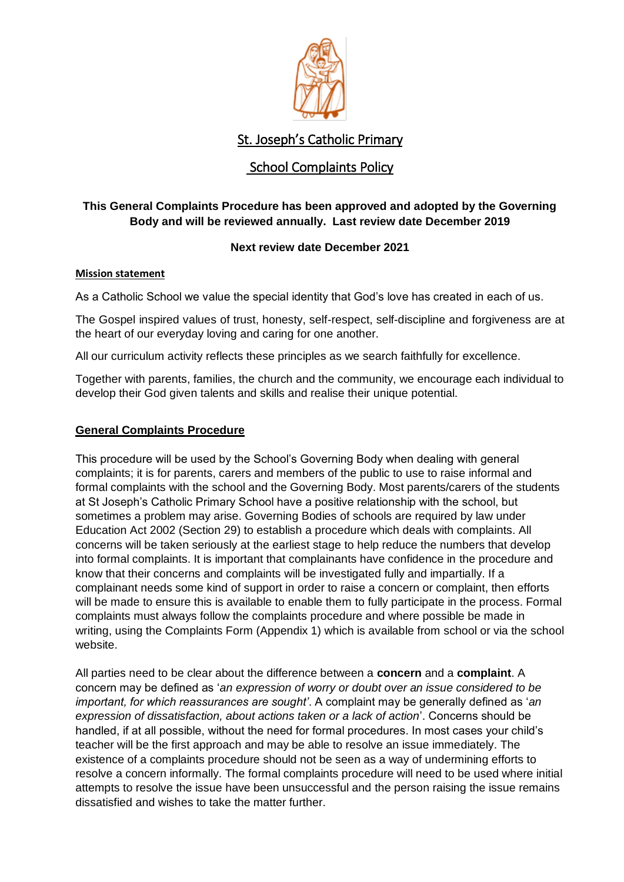# St. Joseph's Catholic Primary

# School Complaints Policy

**This General Complaints Procedure has been approved and adopted by the Governing Body and will be reviewed annually. Last review date December 2019**

**Next review date December 2021**

**Mission statement**

As a Catholic School we value the special identity that God's love has created in each of us.

The Gospel inspired values of trust, honesty, self-respect, self-discipline and forgiveness are at the heart of our everyday loving and caring for one another.

All our curriculum activity reflects these principles as we search faithfully for excellence.

Together with parents, families, the church and the community, we encourage each individual to develop their God given talents and skills and realise their unique potential.

## General Complaints Procedure

This procedure will be used by the School's Governing Body when dealing with general complaints; it is for parents, carers and members of the public to use to raise informal and formal complaints with the school and the Governing Body. Most parents/carers of the students at St Joseph's Catholic Primary School have a positive relationship with the school, but sometimes a problem may arise. Governing Bodies of schools are required by law under Education Act 2002 (Section 29) to establish a procedure which deals with complaints. All concerns will be taken seriously at the earliest stage to help reduce the numbers that develop into formal complaints. It is important that complainants have confidence in the procedure and know that their concerns and complaints will be investigated fully and impartially. If a complainant needs some kind of support in order to raise a concern or complaint, then efforts will be made to ensure this is available to enable them to fully participate in the process. Formal complaints must always follow the complaints procedure and where possible be made in writing, using the Complaints Form (Appendix 1) which is available from school or via the school website.

All parties need to be clear about the difference between a **concern** and a **complaint**. A concern may be defined as '*an expression of worry or doubt over an issue considered to be important, for which reassurances are sought*'. A complaint may be generally defined as '*an expression of dissatisfaction, about actions taken or a lack of action*'. Concerns should be handled, if at all possible, without the need for formal procedures. In most cases your child's teacher will be the first approach and may be able to resolve an issue immediately. The existence of a complaints procedure should not be seen as a way of undermining efforts to resolve a concern informally. The formal complaints procedure will need to be used where initial attempts to resolve the issue have been unsuccessful and the person raising the issue remains dissatisfied and wishes to take the matter further.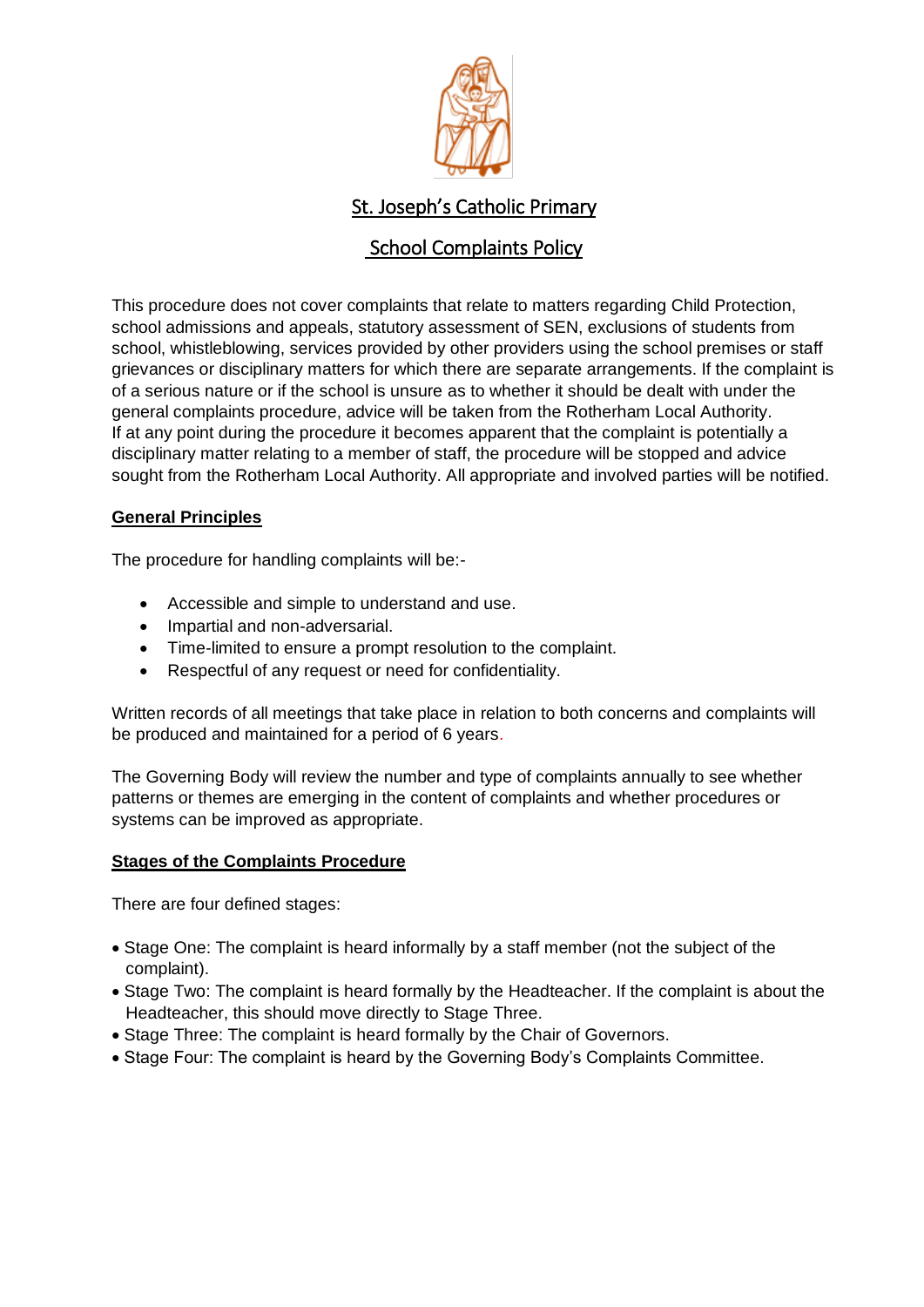# St. Joseph's Catholic Primary

# School Complaints Policy

This procedure does not cover complaints that relate to matters regarding Child Protection, school admissions and appeals, statutory assessment of SEN, exclusions of students from school, whistleblowing, services provided by other providers using the school premises or staff grievances or disciplinary matters for which there are separate arrangements. If the complaint is of a serious nature or if the school is unsure as to whether it should be dealt with under the general complaints procedure, advice will be taken from the Rotherham Local Authority.
If at any point during the procedure it becomes apparent that the complaint is potentially a disciplinary matter relating to a member of staff, the procedure will be stopped and advice sought from the Rotherham Local Authority. All appropriate and involved parties will be notified.

## General Principles

The procedure for handling complaints will be:-

- Accessible and simple to understand and use.
- Impartial and non-adversarial.
- Time-limited to ensure a prompt resolution to the complaint.
- Respectful of any request or need for confidentiality.

Written records of all meetings that take place in relation to both concerns and complaints will be produced and maintained for a period of 6 years.

The Governing Body will review the number and type of complaints annually to see whether patterns or themes are emerging in the content of complaints and whether procedures or systems can be improved as appropriate.

## Stages of the Complaints Procedure

There are four defined stages:

- Stage One: The complaint is heard informally by a staff member (not the subject of the complaint).
- Stage Two: The complaint is heard formally by the Headteacher. If the complaint is about the Headteacher, this should move directly to Stage Three.
- Stage Three: The complaint is heard formally by the Chair of Governors.
- Stage Four: The complaint is heard by the Governing Body's Complaints Committee.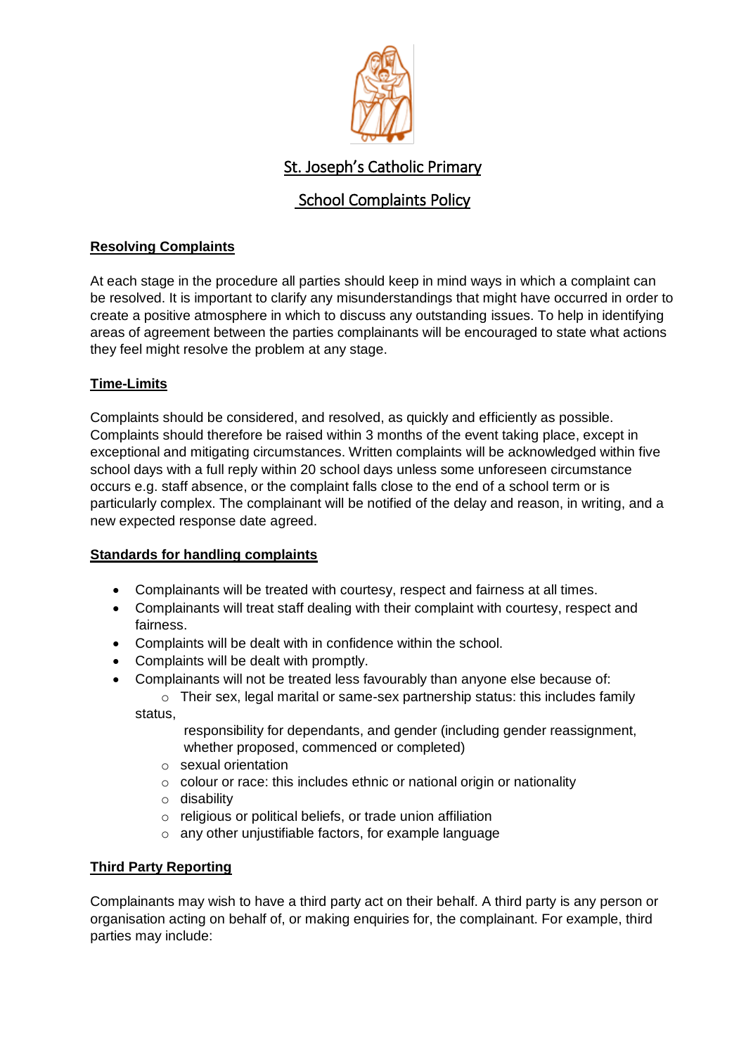# St. Joseph's Catholic Primary

# School Complaints Policy

**Resolving Complaints**

At each stage in the procedure all parties should keep in mind ways in which a complaint can be resolved. It is important to clarify any misunderstandings that might have occurred in order to create a positive atmosphere in which to discuss any outstanding issues. To help in identifying areas of agreement between the parties complainants will be encouraged to state what actions they feel might resolve the problem at any stage.

**Time-Limits**

Complaints should be considered, and resolved, as quickly and efficiently as possible. Complaints should therefore be raised within 3 months of the event taking place, except in exceptional and mitigating circumstances. Written complaints will be acknowledged within five school days with a full reply within 20 school days unless some unforeseen circumstance occurs e.g. staff absence, or the complaint falls close to the end of a school term or is particularly complex. The complainant will be notified of the delay and reason, in writing, and a new expected response date agreed.

**Standards for handling complaints**

- Complainants will be treated with courtesy, respect and fairness at all times.
- Complainants will treat staff dealing with their complaint with courtesy, respect and fairness.
- Complaints will be dealt with in confidence within the school.
- Complaints will be dealt with promptly.
- Complainants will not be treated less favourably than anyone else because of:
  - Their sex, legal marital or same-sex partnership status: this includes family status, responsibility for dependants, and gender (including gender reassignment, whether proposed, commenced or completed)
  - sexual orientation
  - colour or race: this includes ethnic or national origin or nationality
  - disability
  - religious or political beliefs, or trade union affiliation
  - any other unjustifiable factors, for example language

**Third Party Reporting**

Complainants may wish to have a third party act on their behalf. A third party is any person or organisation acting on behalf of, or making enquiries for, the complainant. For example, third parties may include: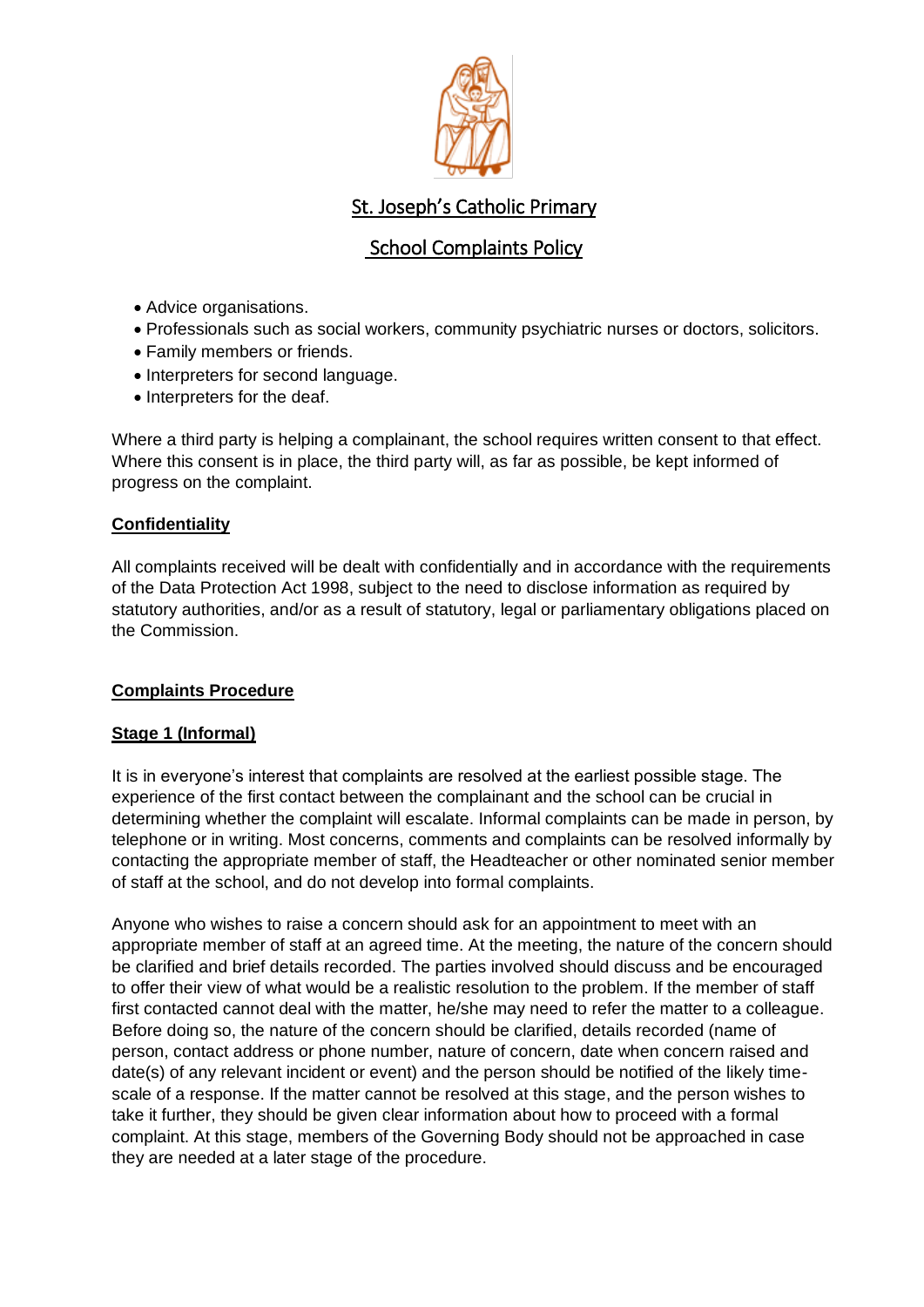- Advice organisations.
- Professionals such as social workers, community psychiatric nurses or doctors, solicitors.
- Family members or friends.
- Interpreters for second language.
- Interpreters for the deaf.

Where a third party is helping a complainant, the school requires written consent to that effect. Where this consent is in place, the third party will, as far as possible, be kept informed of progress on the complaint.

## Confidentiality

All complaints received will be dealt with confidentially and in accordance with the requirements of the Data Protection Act 1998, subject to the need to disclose information as required by statutory authorities, and/or as a result of statutory, legal or parliamentary obligations placed on the Commission.

## Complaints Procedure

### Stage 1 (Informal)

It is in everyone's interest that complaints are resolved at the earliest possible stage. The experience of the first contact between the complainant and the school can be crucial in determining whether the complaint will escalate. Informal complaints can be made in person, by telephone or in writing. Most concerns, comments and complaints can be resolved informally by contacting the appropriate member of staff, the Headteacher or other nominated senior member of staff at the school, and do not develop into formal complaints.

Anyone who wishes to raise a concern should ask for an appointment to meet with an appropriate member of staff at an agreed time. At the meeting, the nature of the concern should be clarified and brief details recorded. The parties involved should discuss and be encouraged to offer their view of what would be a realistic resolution to the problem. If the member of staff first contacted cannot deal with the matter, he/she may need to refer the matter to a colleague. Before doing so, the nature of the concern should be clarified, details recorded (name of person, contact address or phone number, nature of concern, date when concern raised and date(s) of any relevant incident or event) and the person should be notified of the likely time-scale of a response. If the matter cannot be resolved at this stage, and the person wishes to take it further, they should be given clear information about how to proceed with a formal complaint. At this stage, members of the Governing Body should not be approached in case they are needed at a later stage of the procedure.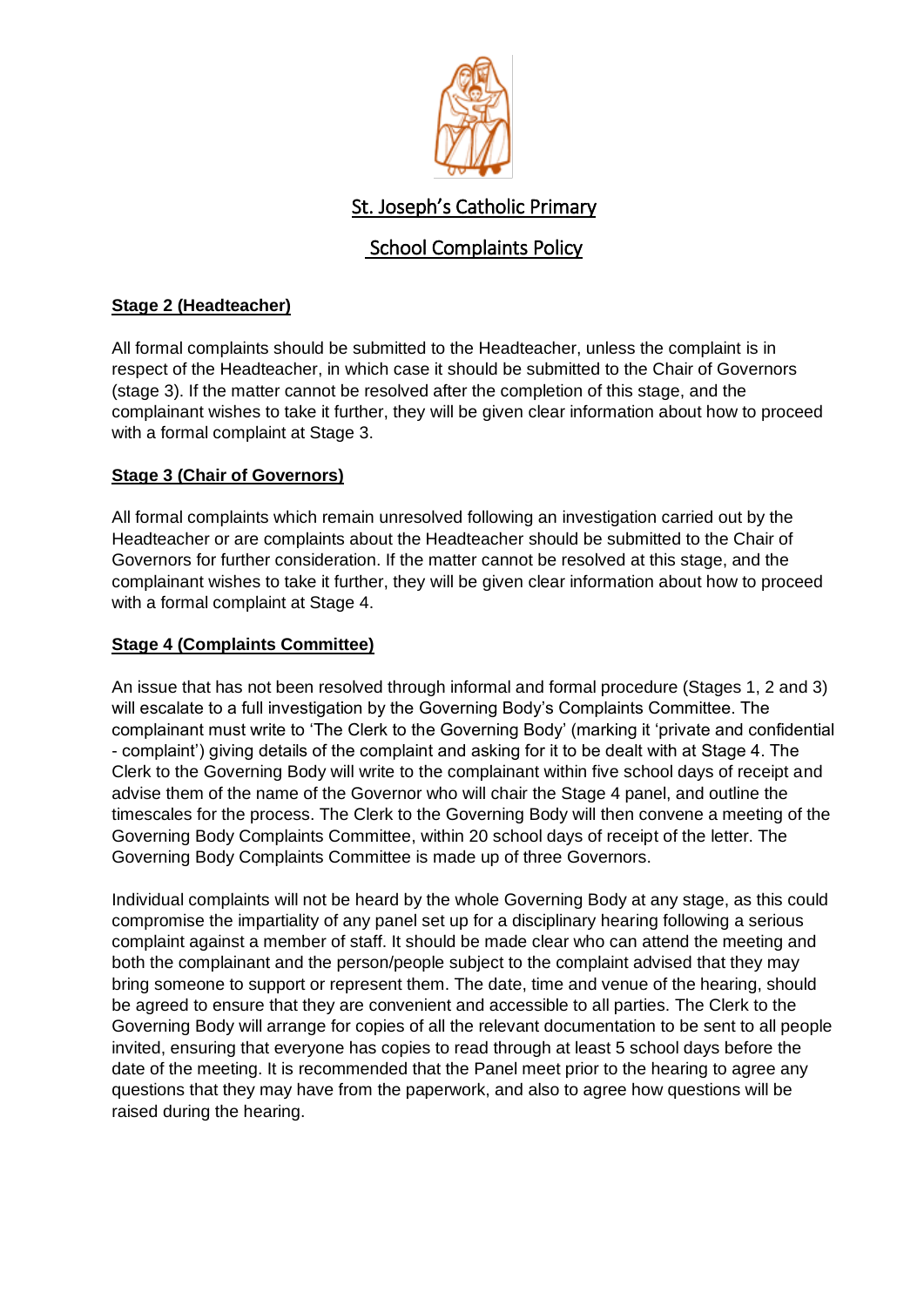St. Joseph's Catholic Primary

School Complaints Policy

**Stage 2 (Headteacher)**

All formal complaints should be submitted to the Headteacher, unless the complaint is in respect of the Headteacher, in which case it should be submitted to the Chair of Governors (stage 3). If the matter cannot be resolved after the completion of this stage, and the complainant wishes to take it further, they will be given clear information about how to proceed with a formal complaint at Stage 3.

**Stage 3 (Chair of Governors)**

All formal complaints which remain unresolved following an investigation carried out by the Headteacher or are complaints about the Headteacher should be submitted to the Chair of Governors for further consideration. If the matter cannot be resolved at this stage, and the complainant wishes to take it further, they will be given clear information about how to proceed with a formal complaint at Stage 4.

**Stage 4 (Complaints Committee)**

An issue that has not been resolved through informal and formal procedure (Stages 1, 2 and 3) will escalate to a full investigation by the Governing Body's Complaints Committee. The complainant must write to 'The Clerk to the Governing Body' (marking it 'private and confidential - complaint') giving details of the complaint and asking for it to be dealt with at Stage 4. The Clerk to the Governing Body will write to the complainant within five school days of receipt and advise them of the name of the Governor who will chair the Stage 4 panel, and outline the timescales for the process. The Clerk to the Governing Body will then convene a meeting of the Governing Body Complaints Committee, within 20 school days of receipt of the letter. The Governing Body Complaints Committee is made up of three Governors.

Individual complaints will not be heard by the whole Governing Body at any stage, as this could compromise the impartiality of any panel set up for a disciplinary hearing following a serious complaint against a member of staff. It should be made clear who can attend the meeting and both the complainant and the person/people subject to the complaint advised that they may bring someone to support or represent them. The date, time and venue of the hearing, should be agreed to ensure that they are convenient and accessible to all parties. The Clerk to the Governing Body will arrange for copies of all the relevant documentation to be sent to all people invited, ensuring that everyone has copies to read through at least 5 school days before the date of the meeting. It is recommended that the Panel meet prior to the hearing to agree any questions that they may have from the paperwork, and also to agree how questions will be raised during the hearing.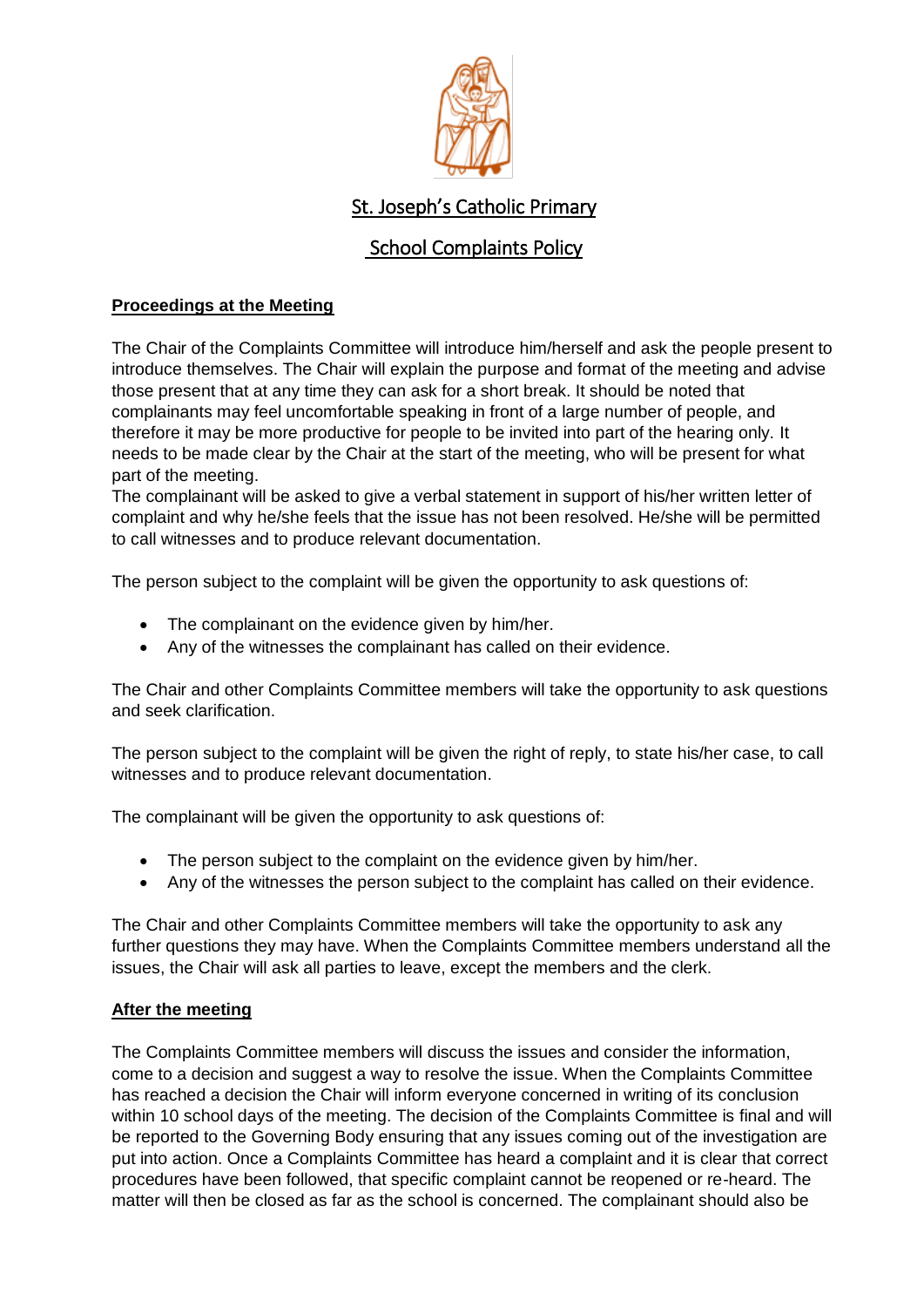St. Joseph's Catholic Primary

School Complaints Policy

**Proceedings at the Meeting**

The Chair of the Complaints Committee will introduce him/herself and ask the people present to introduce themselves. The Chair will explain the purpose and format of the meeting and advise those present that at any time they can ask for a short break. It should be noted that complainants may feel uncomfortable speaking in front of a large number of people, and therefore it may be more productive for people to be invited into part of the hearing only. It needs to be made clear by the Chair at the start of the meeting, who will be present for what part of the meeting.
The complainant will be asked to give a verbal statement in support of his/her written letter of complaint and why he/she feels that the issue has not been resolved. He/she will be permitted to call witnesses and to produce relevant documentation.

The person subject to the complaint will be given the opportunity to ask questions of:

- The complainant on the evidence given by him/her.
- Any of the witnesses the complainant has called on their evidence.

The Chair and other Complaints Committee members will take the opportunity to ask questions and seek clarification.

The person subject to the complaint will be given the right of reply, to state his/her case, to call witnesses and to produce relevant documentation.

The complainant will be given the opportunity to ask questions of:

- The person subject to the complaint on the evidence given by him/her.
- Any of the witnesses the person subject to the complaint has called on their evidence.

The Chair and other Complaints Committee members will take the opportunity to ask any further questions they may have. When the Complaints Committee members understand all the issues, the Chair will ask all parties to leave, except the members and the clerk.

**After the meeting**

The Complaints Committee members will discuss the issues and consider the information, come to a decision and suggest a way to resolve the issue. When the Complaints Committee has reached a decision the Chair will inform everyone concerned in writing of its conclusion within 10 school days of the meeting. The decision of the Complaints Committee is final and will be reported to the Governing Body ensuring that any issues coming out of the investigation are put into action. Once a Complaints Committee has heard a complaint and it is clear that correct procedures have been followed, that specific complaint cannot be reopened or re-heard. The matter will then be closed as far as the school is concerned. The complainant should also be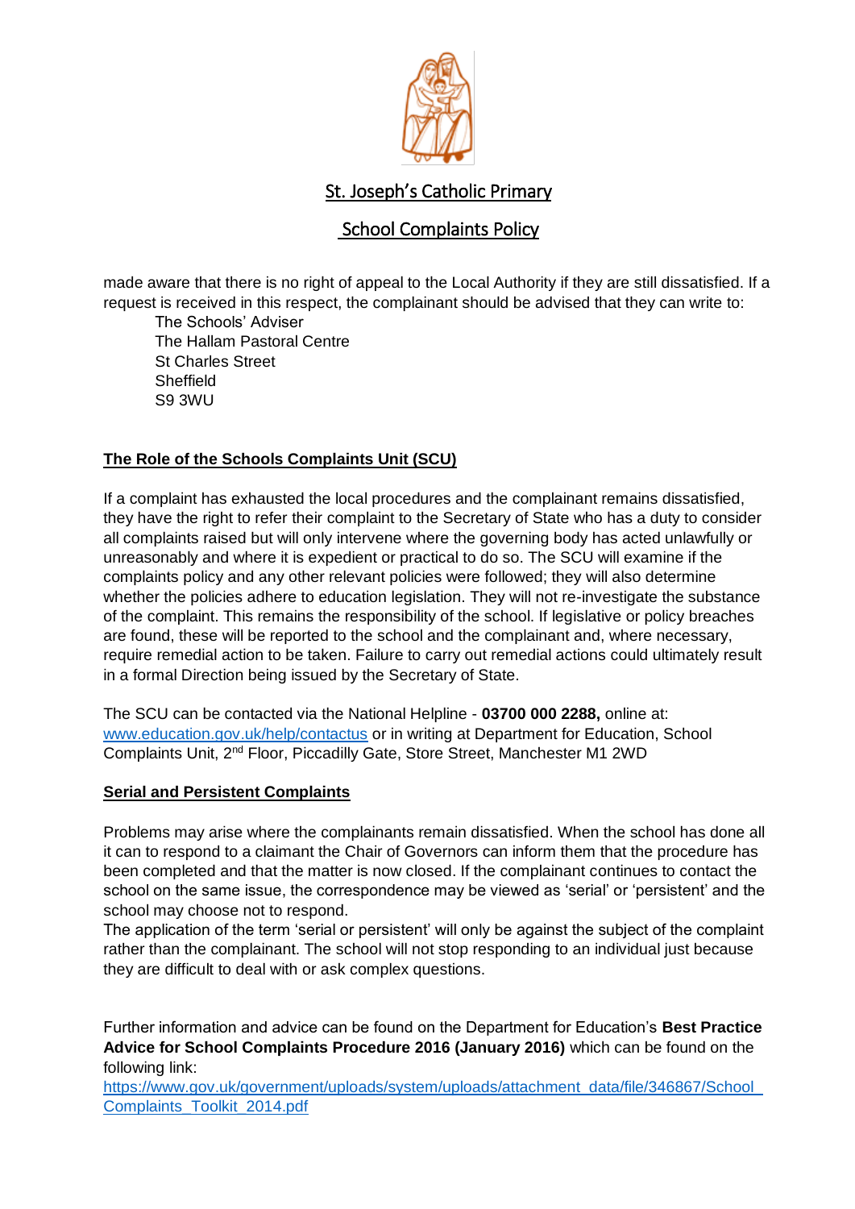made aware that there is no right of appeal to the Local Authority if they are still dissatisfied. If a request is received in this respect, the complainant should be advised that they can write to:

The Schools' Adviser
The Hallam Pastoral Centre
St Charles Street
Sheffield
S9 3WU

## The Role of the Schools Complaints Unit (SCU)

If a complaint has exhausted the local procedures and the complainant remains dissatisfied, they have the right to refer their complaint to the Secretary of State who has a duty to consider all complaints raised but will only intervene where the governing body has acted unlawfully or unreasonably and where it is expedient or practical to do so. The SCU will examine if the complaints policy and any other relevant policies were followed; they will also determine whether the policies adhere to education legislation. They will not re-investigate the substance of the complaint. This remains the responsibility of the school. If legislative or policy breaches are found, these will be reported to the school and the complainant and, where necessary, require remedial action to be taken. Failure to carry out remedial actions could ultimately result in a formal Direction being issued by the Secretary of State.

The SCU can be contacted via the National Helpline - **03700 000 2288,** online at: www.education.gov.uk/help/contactus or in writing at Department for Education, School Complaints Unit, 2nd Floor, Piccadilly Gate, Store Street, Manchester M1 2WD

## Serial and Persistent Complaints

Problems may arise where the complainants remain dissatisfied. When the school has done all it can to respond to a claimant the Chair of Governors can inform them that the procedure has been completed and that the matter is now closed. If the complainant continues to contact the school on the same issue, the correspondence may be viewed as 'serial' or 'persistent' and the school may choose not to respond.
The application of the term 'serial or persistent' will only be against the subject of the complaint rather than the complainant. The school will not stop responding to an individual just because they are difficult to deal with or ask complex questions.

Further information and advice can be found on the Department for Education's **Best Practice Advice for School Complaints Procedure 2016 (January 2016)** which can be found on the following link:
https://www.gov.uk/government/uploads/system/uploads/attachment_data/file/346867/School_Complaints_Toolkit_2014.pdf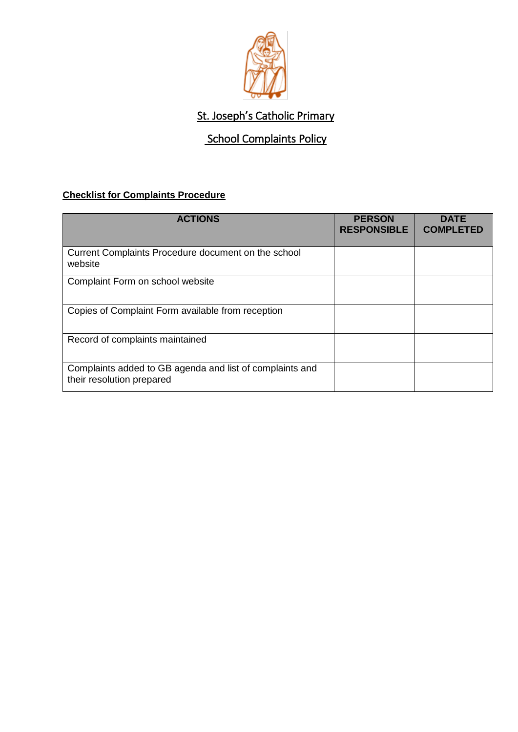St. Joseph's Catholic Primary

School Complaints Policy

**Checklist for Complaints Procedure**

| ACTIONS | PERSON RESPONSIBLE | DATE COMPLETED |
|---|---|---|
| Current Complaints Procedure document on the school website | | |
| Complaint Form on school website | | |
| Copies of Complaint Form available from reception | | |
| Record of complaints maintained | | |
| Complaints added to GB agenda and list of complaints and their resolution prepared | | |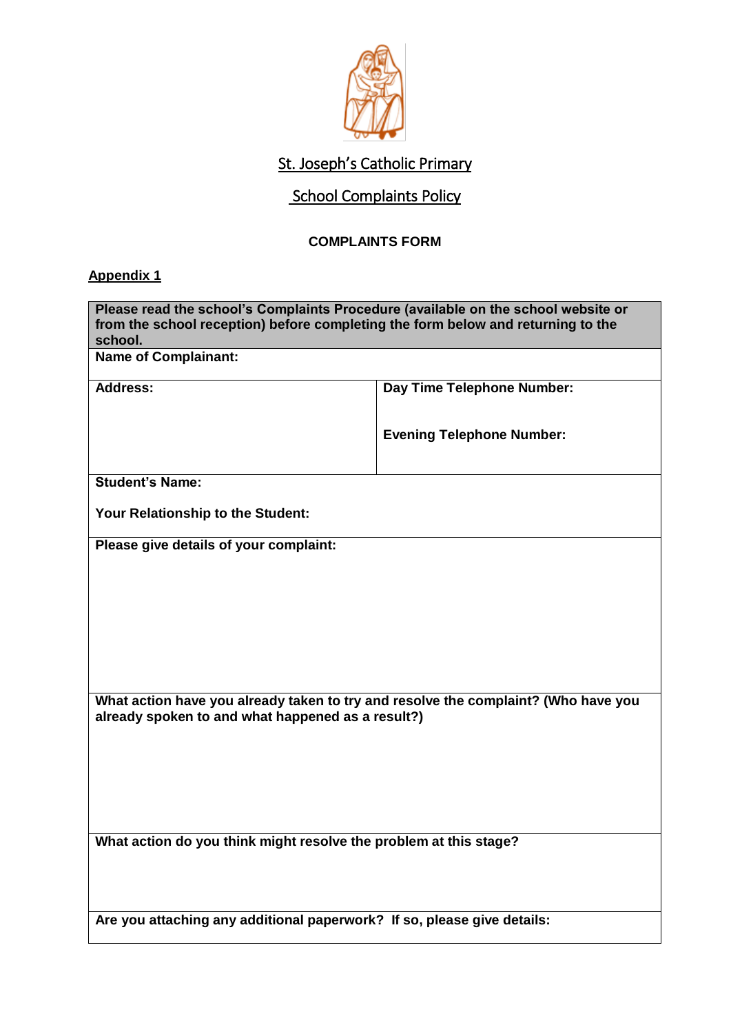St. Joseph's Catholic Primary

School Complaints Policy

**COMPLAINTS FORM**

**Appendix 1**

| **Please read the school's Complaints Procedure (available on the school website or from the school reception) before completing the form below and returning to the school.** | |
|---|---|
| **Name of Complainant:** | |
| **Address:** | **Day Time Telephone Number:**<br><br>**Evening Telephone Number:** |
| **Student's Name:**<br><br>**Your Relationship to the Student:** | |
| **Please give details of your complaint:** | |
| **What action have you already taken to try and resolve the complaint? (Who have you already spoken to and what happened as a result?)** | |
| **What action do you think might resolve the problem at this stage?** | |
| **Are you attaching any additional paperwork? If so, please give details:** | |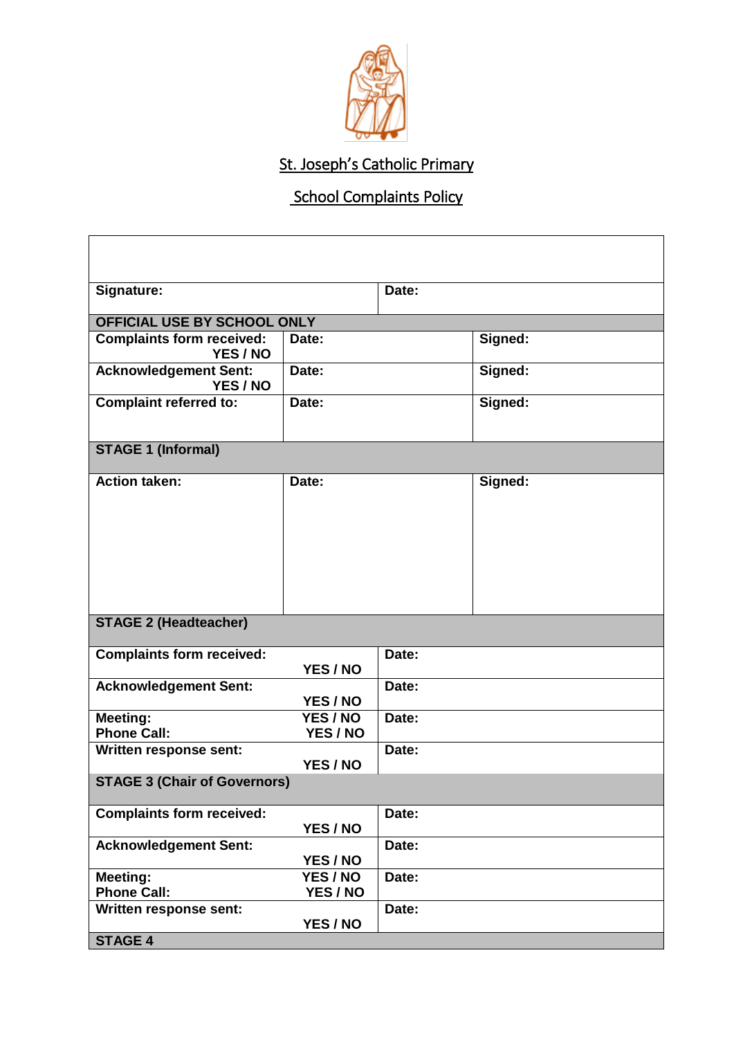St. Joseph's Catholic Primary

School Complaints Policy

| | | |
|---|---|---|
| | | |
| **Signature:** | **Date:** | |
| **OFFICIAL USE BY SCHOOL ONLY** | | |
| **Complaints form received: YES / NO** | **Date:** | **Signed:** |
| **Acknowledgement Sent: YES / NO** | **Date:** | **Signed:** |
| **Complaint referred to:** | **Date:** | **Signed:** |
| **STAGE 1 (Informal)** | | |
| **Action taken:** | **Date:** | **Signed:** |
| **STAGE 2 (Headteacher)** | | |
| **Complaints form received: YES / NO** | **Date:** | |
| **Acknowledgement Sent: YES / NO** | **Date:** | |
| **Meeting: YES / NO**<br>**Phone Call: YES / NO** | **Date:** | |
| **Written response sent: YES / NO** | **Date:** | |
| **STAGE 3 (Chair of Governors)** | | |
| **Complaints form received: YES / NO** | **Date:** | |
| **Acknowledgement Sent: YES / NO** | **Date:** | |
| **Meeting: YES / NO**<br>**Phone Call: YES / NO** | **Date:** | |
| **Written response sent: YES / NO** | **Date:** | |
| **STAGE 4** | | |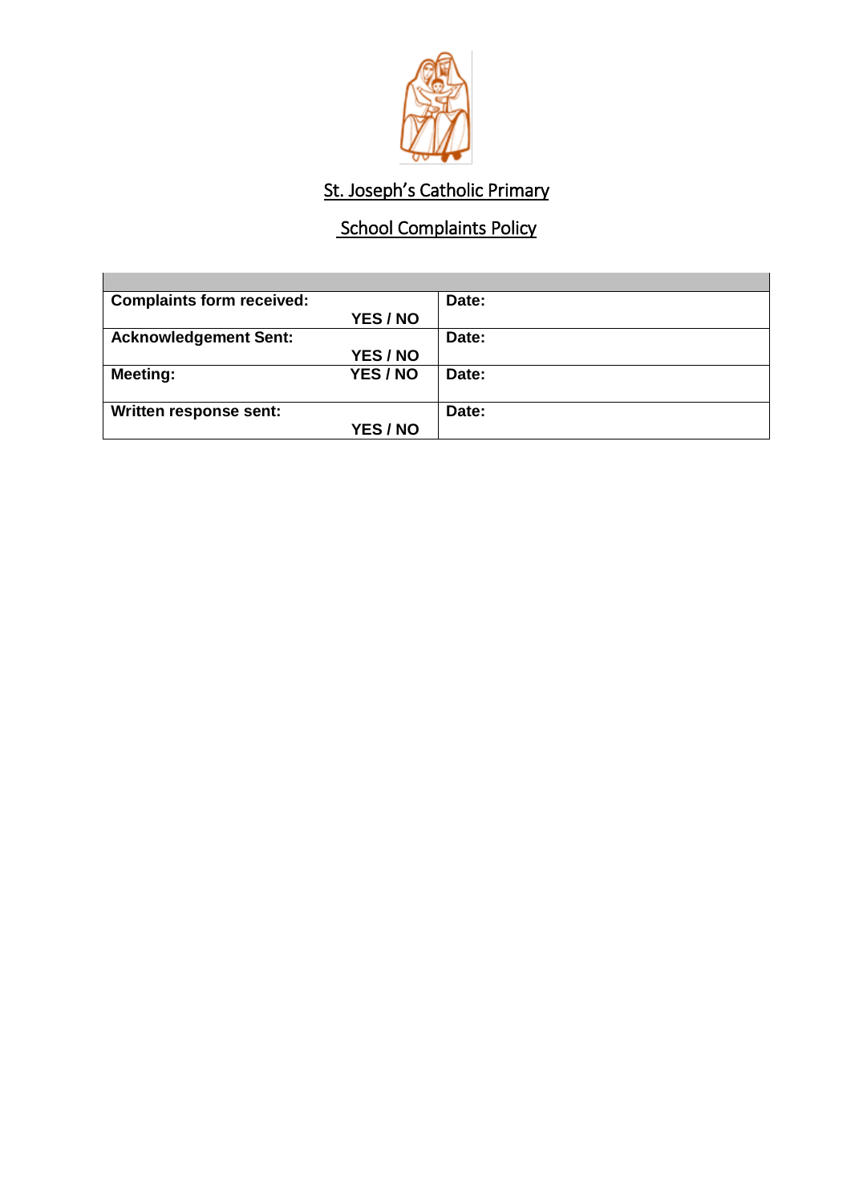St. Joseph's Catholic Primary

School Complaints Policy

| | |
|---|---|
| **Complaints form received:** **YES / NO** | **Date:** |
| **Acknowledgement Sent:** **YES / NO** | **Date:** |
| **Meeting:** **YES / NO** | **Date:** |
| **Written response sent:** **YES / NO** | **Date:** |